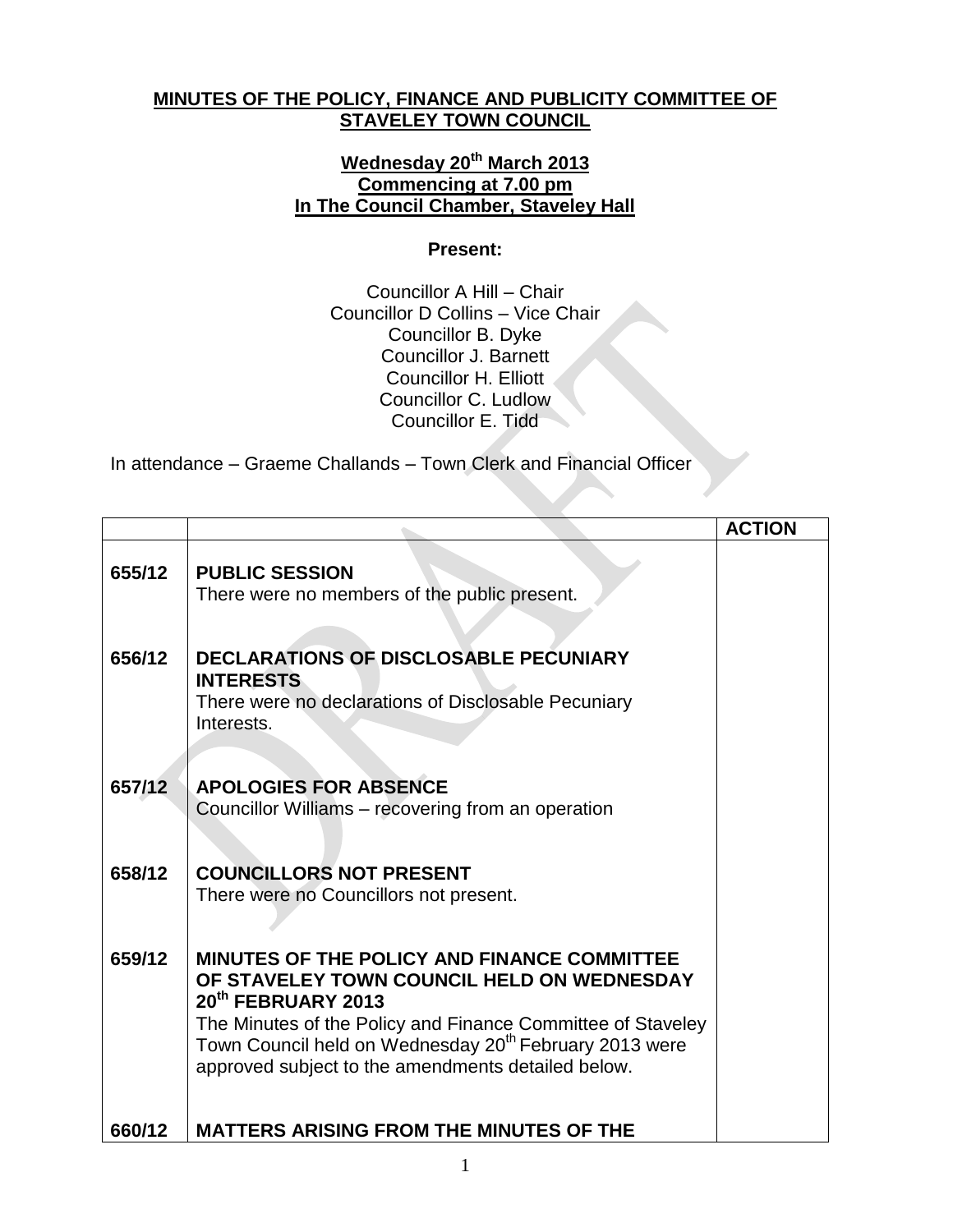**MINUTES OF THE POLICY, FINANCE AND PUBLICITY COMMITTEE OF STAVELEY TOWN COUNCIL**

**Wednesday 20th March 2013**
**Commencing at 7.00 pm**
**In The Council Chamber, Staveley Hall**

**Present:**

Councillor A Hill – Chair
Councillor D Collins – Vice Chair
Councillor B. Dyke
Councillor J. Barnett
Councillor H. Elliott
Councillor C. Ludlow
Councillor E. Tidd

In attendance – Graeme Challands – Town Clerk and Financial Officer

| | | ACTION |
|---|---|---|
| 655/12 | **PUBLIC SESSION**<br>There were no members of the public present. | |
| 656/12 | **DECLARATIONS OF DISCLOSABLE PECUNIARY INTERESTS**<br>There were no declarations of Disclosable Pecuniary Interests. | |
| 657/12 | **APOLOGIES FOR ABSENCE**<br>Councillor Williams – recovering from an operation | |
| 658/12 | **COUNCILLORS NOT PRESENT**<br>There were no Councillors not present. | |
| 659/12 | **MINUTES OF THE POLICY AND FINANCE COMMITTEE OF STAVELEY TOWN COUNCIL HELD ON WEDNESDAY 20th FEBRUARY 2013**<br>The Minutes of the Policy and Finance Committee of Staveley Town Council held on Wednesday 20th February 2013 were approved subject to the amendments detailed below. | |
| 660/12 | **MATTERS ARISING FROM THE MINUTES OF THE** | |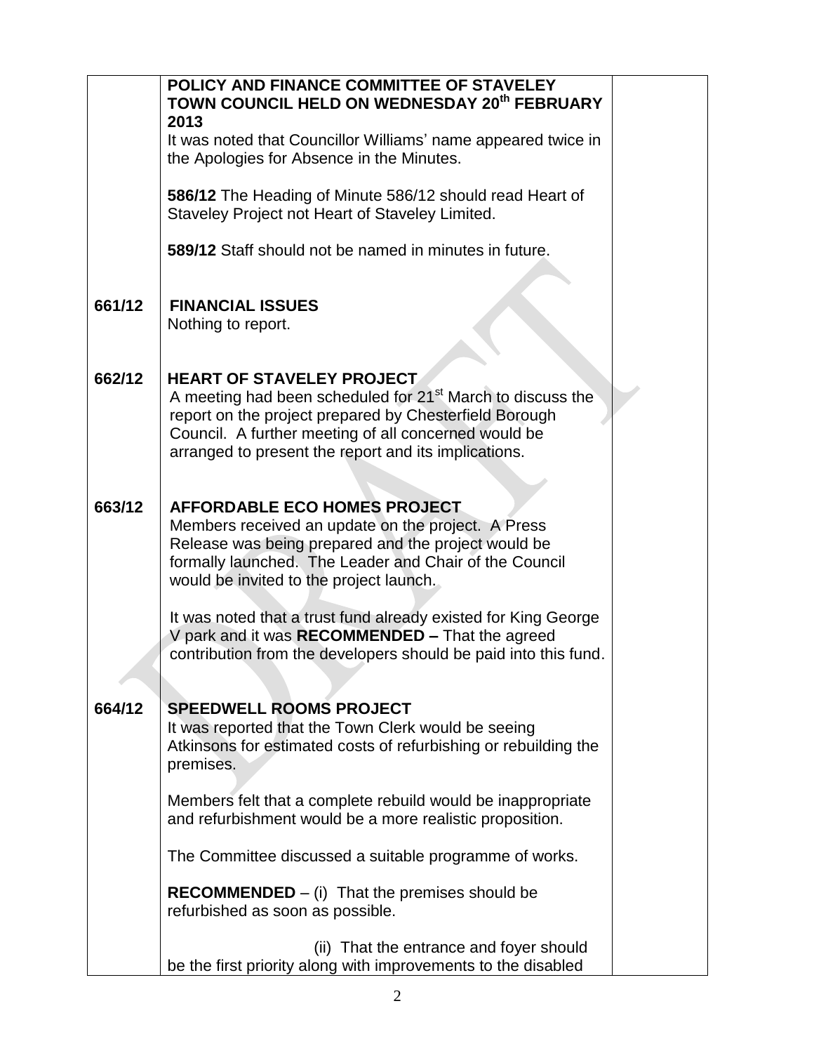| | | |
|---|---|---|
| | **POLICY AND FINANCE COMMITTEE OF STAVELEY TOWN COUNCIL HELD ON WEDNESDAY 20th FEBRUARY 2013**<br>It was noted that Councillor Williams' name appeared twice in the Apologies for Absence in the Minutes.<br><br>**586/12** The Heading of Minute 586/12 should read Heart of Staveley Project not Heart of Staveley Limited.<br><br>**589/12** Staff should not be named in minutes in future. | |
| 661/12 | **FINANCIAL ISSUES**<br>Nothing to report. | |
| 662/12 | **HEART OF STAVELEY PROJECT**<br>A meeting had been scheduled for 21st March to discuss the report on the project prepared by Chesterfield Borough Council. A further meeting of all concerned would be arranged to present the report and its implications. | |
| 663/12 | **AFFORDABLE ECO HOMES PROJECT**<br>Members received an update on the project. A Press Release was being prepared and the project would be formally launched. The Leader and Chair of the Council would be invited to the project launch.<br><br>It was noted that a trust fund already existed for King George V park and it was **RECOMMENDED –** That the agreed contribution from the developers should be paid into this fund. | |
| 664/12 | **SPEEDWELL ROOMS PROJECT**<br>It was reported that the Town Clerk would be seeing Atkinsons for estimated costs of refurbishing or rebuilding the premises.<br><br>Members felt that a complete rebuild would be inappropriate and refurbishment would be a more realistic proposition.<br><br>The Committee discussed a suitable programme of works.<br><br>**RECOMMENDED** – (i) That the premises should be refurbished as soon as possible.<br><br>(ii) That the entrance and foyer should be the first priority along with improvements to the disabled | |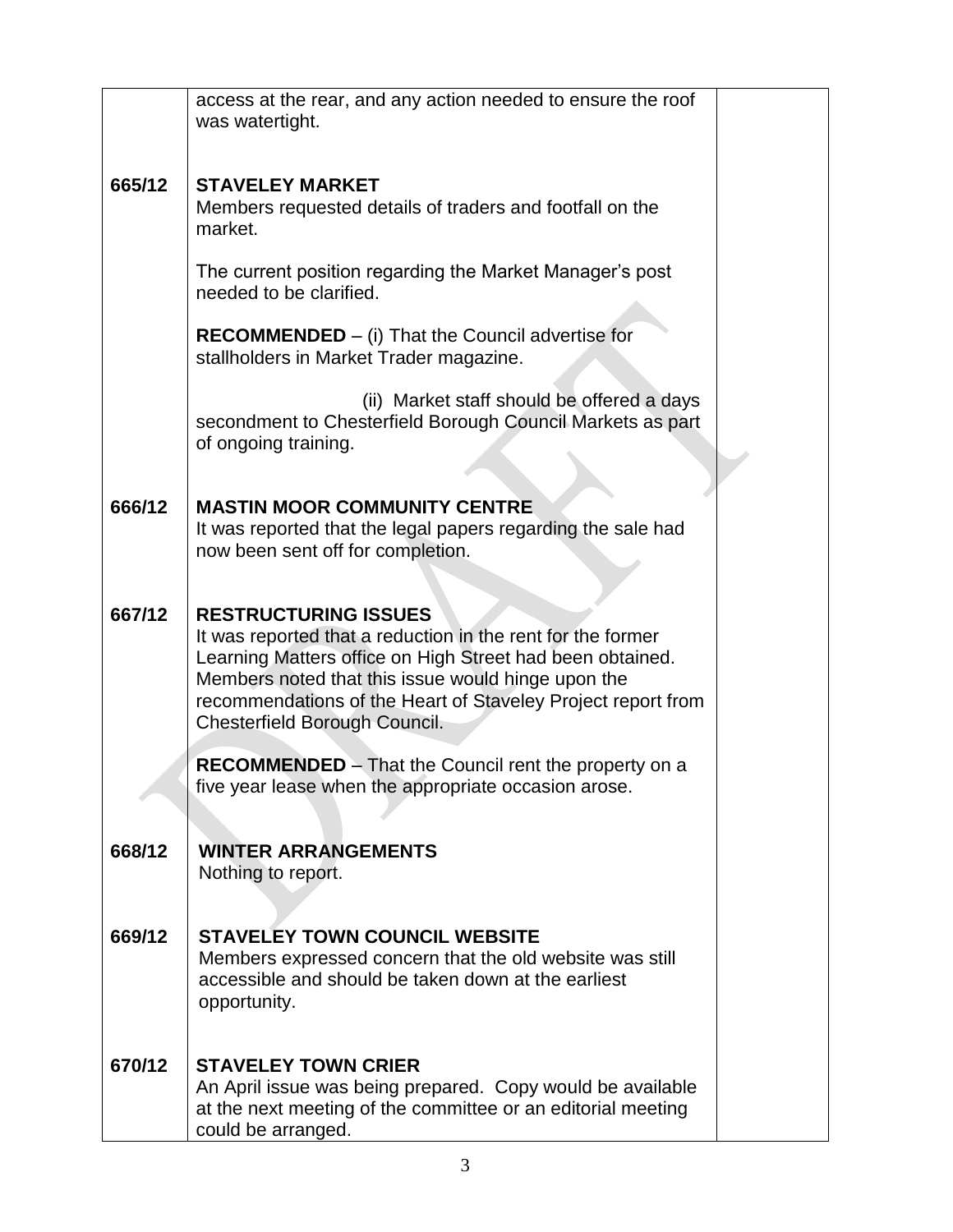| | | |
|---|---|---|
| | access at the rear, and any action needed to ensure the roof was watertight. | |
| **665/12** | **STAVELEY MARKET**<br>Members requested details of traders and footfall on the market.<br><br>The current position regarding the Market Manager's post needed to be clarified.<br><br>**RECOMMENDED** – (i) That the Council advertise for stallholders in Market Trader magazine.<br><br>(ii) Market staff should be offered a days secondment to Chesterfield Borough Council Markets as part of ongoing training. | |
| **666/12** | **MASTIN MOOR COMMUNITY CENTRE**<br>It was reported that the legal papers regarding the sale had now been sent off for completion. | |
| **667/12** | **RESTRUCTURING ISSUES**<br>It was reported that a reduction in the rent for the former Learning Matters office on High Street had been obtained. Members noted that this issue would hinge upon the recommendations of the Heart of Staveley Project report from Chesterfield Borough Council.<br><br>**RECOMMENDED** – That the Council rent the property on a five year lease when the appropriate occasion arose. | |
| **668/12** | **WINTER ARRANGEMENTS**<br>Nothing to report. | |
| **669/12** | **STAVELEY TOWN COUNCIL WEBSITE**<br>Members expressed concern that the old website was still accessible and should be taken down at the earliest opportunity. | |
| **670/12** | **STAVELEY TOWN CRIER**<br>An April issue was being prepared. Copy would be available at the next meeting of the committee or an editorial meeting could be arranged. | |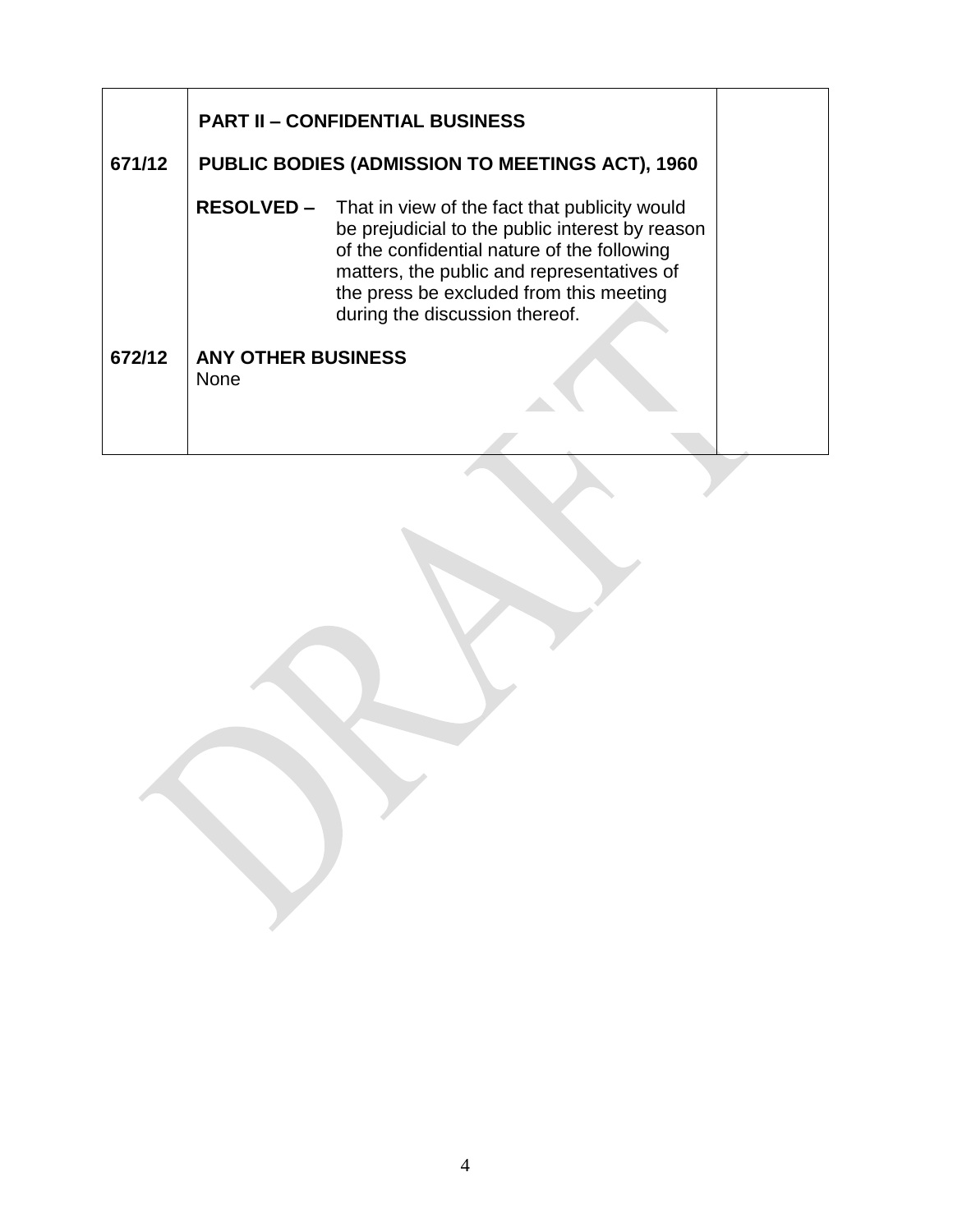| | | |
|---|---|---|
| | **PART II – CONFIDENTIAL BUSINESS** | |
| **671/12** | **PUBLIC BODIES (ADMISSION TO MEETINGS ACT), 1960**<br><br>**RESOLVED –** That in view of the fact that publicity would be prejudicial to the public interest by reason of the confidential nature of the following matters, the public and representatives of the press be excluded from this meeting during the discussion thereof. | |
| **672/12** | **ANY OTHER BUSINESS**<br>None | |